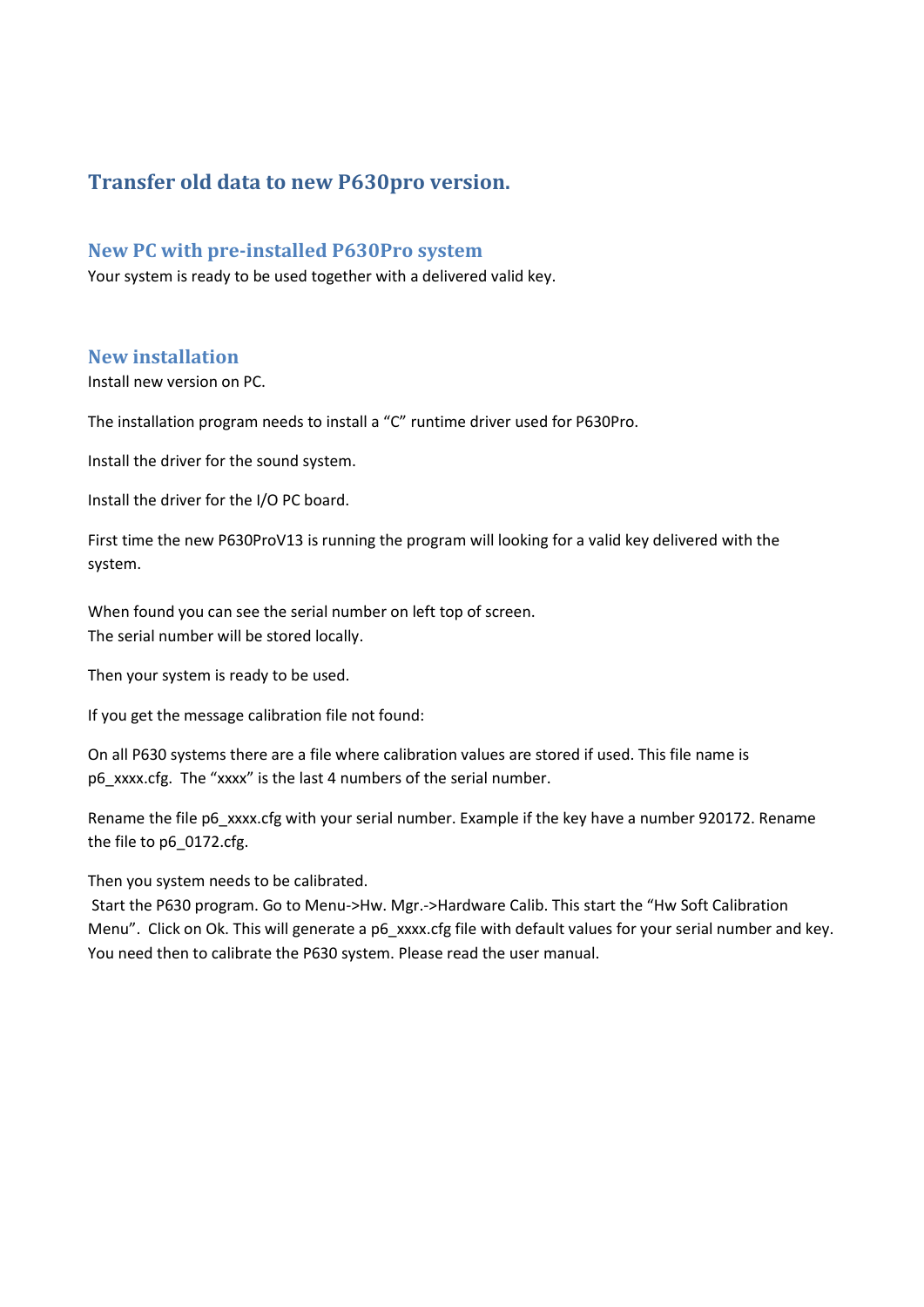# Transfer old data to new P630pro version.

## New PC with pre-installed P630Pro system

Your system is ready to be used together with a delivered valid key.

## New installation

Install new version on PC.

The installation program needs to install a “C” runtime driver used for P630Pro.

Install the driver for the sound system.

Install the driver for the I/O PC board.

First time the new P630ProV13 is running the program will looking for a valid key delivered with the system.

When found you can see the serial number on left top of screen.
The serial number will be stored locally.

Then your system is ready to be used.

If you get the message calibration file not found:

On all P630 systems there are a file where calibration values are stored if used. This file name is p6_xxxx.cfg. The “xxxx” is the last 4 numbers of the serial number.

Rename the file p6_xxxx.cfg with your serial number. Example if the key have a number 920172. Rename the file to p6_0172.cfg.

Then you system needs to be calibrated.
Start the P630 program. Go to Menu->Hw. Mgr.->Hardware Calib. This start the “Hw Soft Calibration Menu”. Click on Ok. This will generate a p6_xxxx.cfg file with default values for your serial number and key. You need then to calibrate the P630 system. Please read the user manual.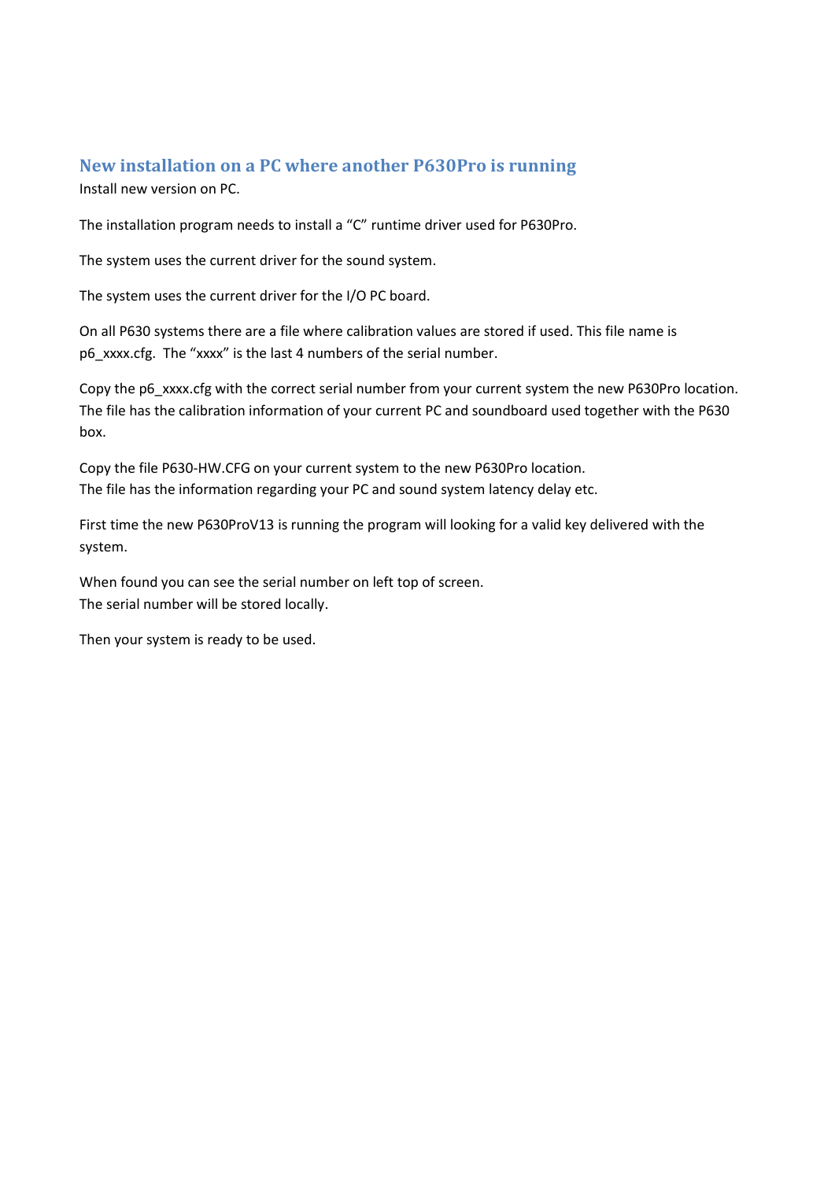## New installation on a PC where another P630Pro is running

Install new version on PC.

The installation program needs to install a "C" runtime driver used for P630Pro.

The system uses the current driver for the sound system.

The system uses the current driver for the I/O PC board.

On all P630 systems there are a file where calibration values are stored if used. This file name is p6_xxxx.cfg. The "xxxx" is the last 4 numbers of the serial number.

Copy the p6_xxxx.cfg with the correct serial number from your current system the new P630Pro location. The file has the calibration information of your current PC and soundboard used together with the P630 box.

Copy the file P630-HW.CFG on your current system to the new P630Pro location.
The file has the information regarding your PC and sound system latency delay etc.

First time the new P630ProV13 is running the program will looking for a valid key delivered with the system.

When found you can see the serial number on left top of screen.
The serial number will be stored locally.

Then your system is ready to be used.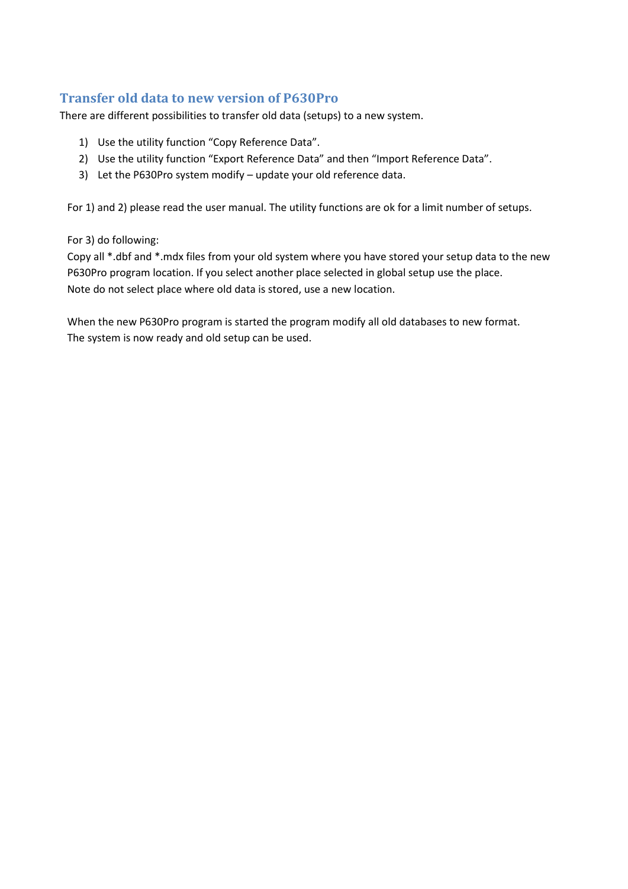## Transfer old data to new version of P630Pro

There are different possibilities to transfer old data (setups) to a new system.

1) Use the utility function “Copy Reference Data”.
2) Use the utility function “Export Reference Data” and then “Import Reference Data”.
3) Let the P630Pro system modify – update your old reference data.

For 1) and 2) please read the user manual. The utility functions are ok for a limit number of setups.

For 3) do following:
Copy all *.dbf and *.mdx files from your old system where you have stored your setup data to the new P630Pro program location. If you select another place selected in global setup use the place.
Note do not select place where old data is stored, use a new location.

When the new P630Pro program is started the program modify all old databases to new format.
The system is now ready and old setup can be used.